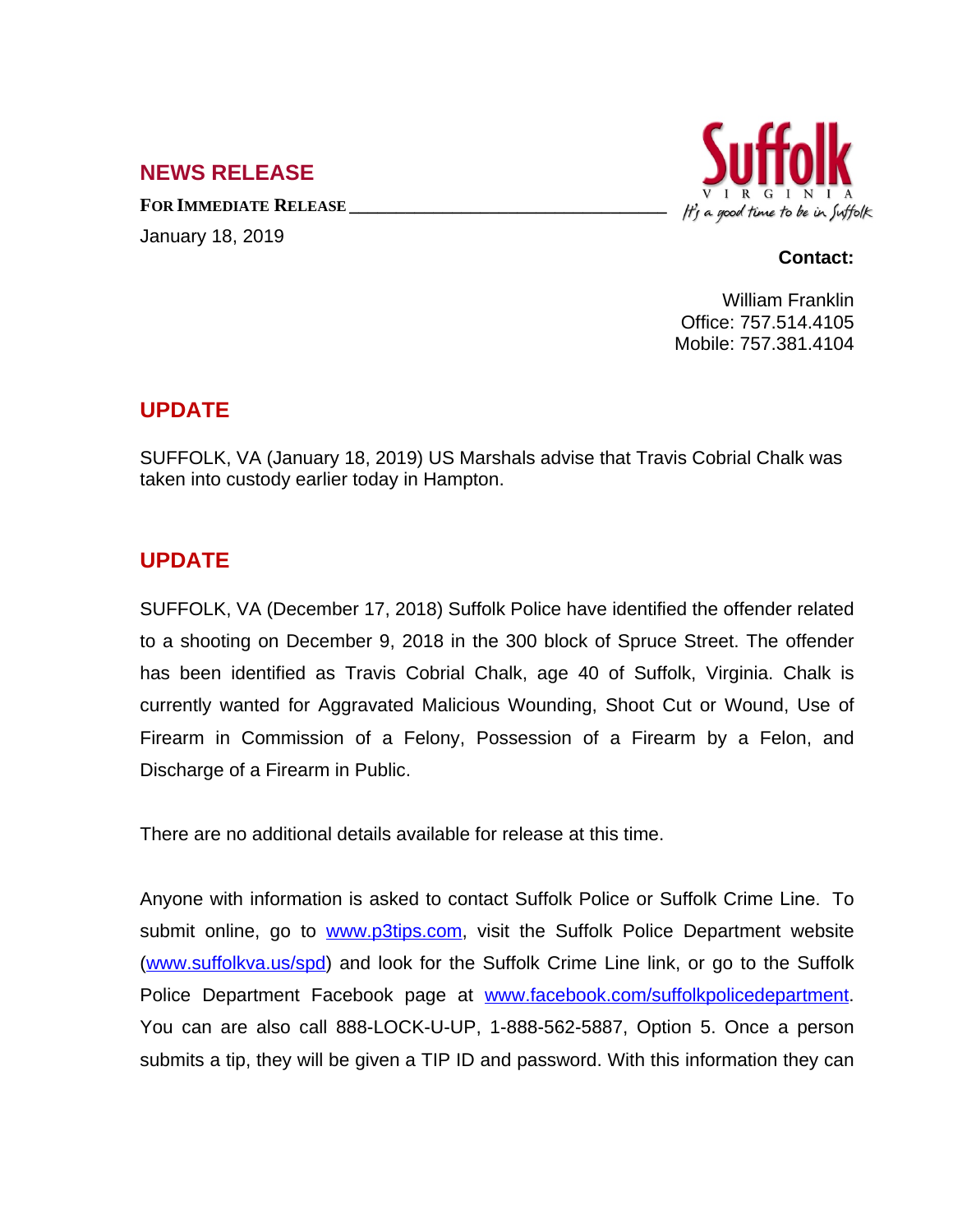## NEWS RELEASE

**FOR IMMEDIATE RELEASE**

January 18, 2019

Suffolk
VIRGINIA
It's a good time to be in Suffolk

**Contact:**

William Franklin
Office: 757.514.4105
Mobile: 757.381.4104

## UPDATE

SUFFOLK, VA (January 18, 2019) US Marshals advise that Travis Cobrial Chalk was taken into custody earlier today in Hampton.

## UPDATE

SUFFOLK, VA (December 17, 2018) Suffolk Police have identified the offender related to a shooting on December 9, 2018 in the 300 block of Spruce Street. The offender has been identified as Travis Cobrial Chalk, age 40 of Suffolk, Virginia. Chalk is currently wanted for Aggravated Malicious Wounding, Shoot Cut or Wound, Use of Firearm in Commission of a Felony, Possession of a Firearm by a Felon, and Discharge of a Firearm in Public.

There are no additional details available for release at this time.

Anyone with information is asked to contact Suffolk Police or Suffolk Crime Line. To submit online, go to www.p3tips.com, visit the Suffolk Police Department website (www.suffolkva.us/spd) and look for the Suffolk Crime Line link, or go to the Suffolk Police Department Facebook page at www.facebook.com/suffolkpolicedepartment. You can are also call 888-LOCK-U-UP, 1-888-562-5887, Option 5. Once a person submits a tip, they will be given a TIP ID and password. With this information they can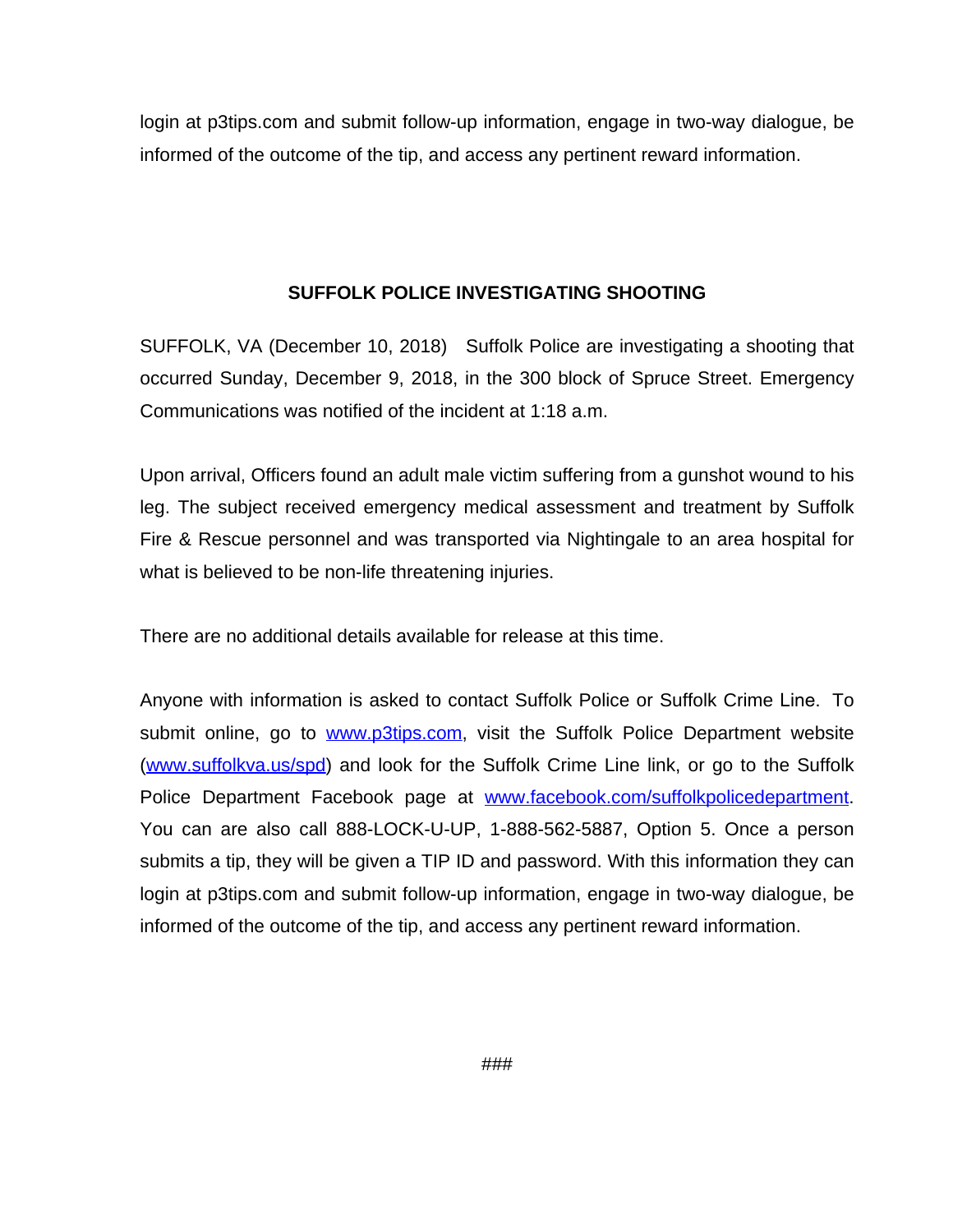login at p3tips.com and submit follow-up information, engage in two-way dialogue, be informed of the outcome of the tip, and access any pertinent reward information.

## SUFFOLK POLICE INVESTIGATING SHOOTING

SUFFOLK, VA (December 10, 2018) Suffolk Police are investigating a shooting that occurred Sunday, December 9, 2018, in the 300 block of Spruce Street. Emergency Communications was notified of the incident at 1:18 a.m.

Upon arrival, Officers found an adult male victim suffering from a gunshot wound to his leg. The subject received emergency medical assessment and treatment by Suffolk Fire & Rescue personnel and was transported via Nightingale to an area hospital for what is believed to be non-life threatening injuries.

There are no additional details available for release at this time.

Anyone with information is asked to contact Suffolk Police or Suffolk Crime Line. To submit online, go to [www.p3tips.com](http://www.p3tips.com), visit the Suffolk Police Department website ([www.suffolkva.us/spd](http://www.suffolkva.us/spd)) and look for the Suffolk Crime Line link, or go to the Suffolk Police Department Facebook page at [www.facebook.com/suffolkpolicedepartment](http://www.facebook.com/suffolkpolicedepartment). You can are also call 888-LOCK-U-UP, 1-888-562-5887, Option 5. Once a person submits a tip, they will be given a TIP ID and password. With this information they can login at p3tips.com and submit follow-up information, engage in two-way dialogue, be informed of the outcome of the tip, and access any pertinent reward information.

###